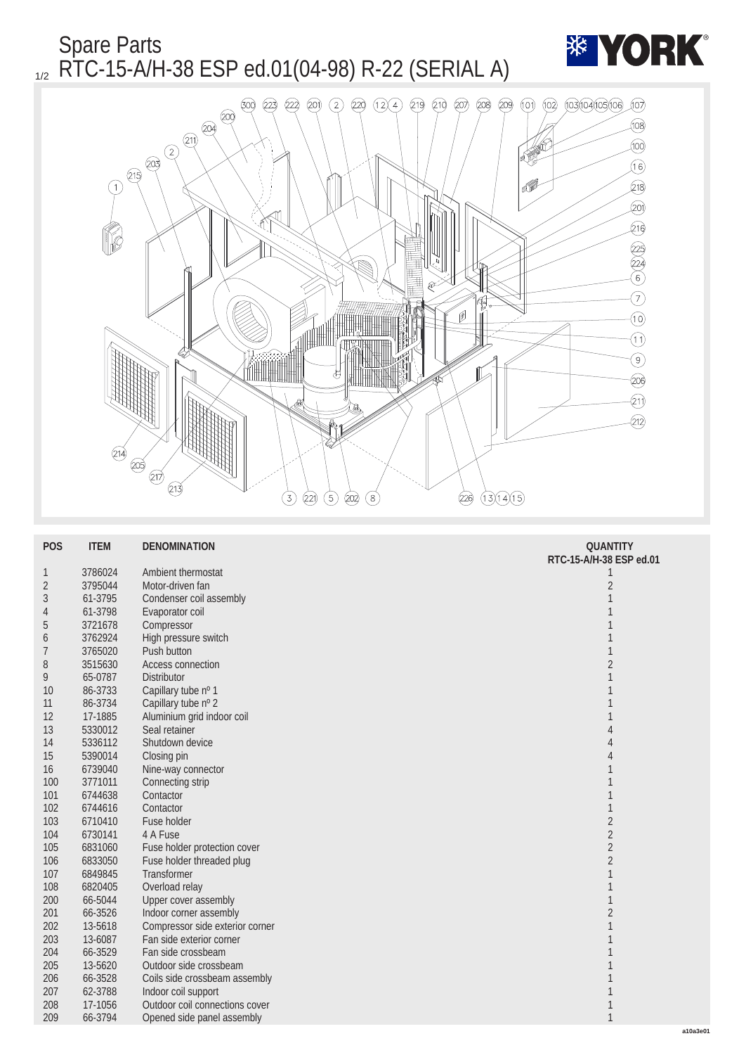# Spare Parts

## RTC-15-A/H-38 ESP ed.01(04-98) R-22 (SERIAL A)

| POS | ITEM | DENOMINATION | QUANTITY RTC-15-A/H-38 ESP ed.01 |
|---|---|---|---|
| 1 | 3786024 | Ambient thermostat | 1 |
| 2 | 3795044 | Motor-driven fan | 2 |
| 3 | 61-3795 | Condenser coil assembly | 1 |
| 4 | 61-3798 | Evaporator coil | 1 |
| 5 | 3721678 | Compressor | 1 |
| 6 | 3762924 | High pressure switch | 1 |
| 7 | 3765020 | Push button | 1 |
| 8 | 3515630 | Access connection | 2 |
| 9 | 65-0787 | Distributor | 1 |
| 10 | 86-3733 | Capillary tube nº 1 | 1 |
| 11 | 86-3734 | Capillary tube nº 2 | 1 |
| 12 | 17-1885 | Aluminium grid indoor coil | 1 |
| 13 | 5330012 | Seal retainer | 4 |
| 14 | 5336112 | Shutdown device | 4 |
| 15 | 5390014 | Closing pin | 4 |
| 16 | 6739040 | Nine-way connector | 1 |
| 100 | 3771011 | Connecting strip | 1 |
| 101 | 6744638 | Contactor | 1 |
| 102 | 6744616 | Contactor | 1 |
| 103 | 6710410 | Fuse holder | 2 |
| 104 | 6730141 | 4 A Fuse | 2 |
| 105 | 6831060 | Fuse holder protection cover | 2 |
| 106 | 6833050 | Fuse holder threaded plug | 2 |
| 107 | 6849845 | Transformer | 1 |
| 108 | 6820405 | Overload relay | 1 |
| 200 | 66-5044 | Upper cover assembly | 1 |
| 201 | 66-3526 | Indoor corner assembly | 2 |
| 202 | 13-5618 | Compressor side exterior corner | 1 |
| 203 | 13-6087 | Fan side exterior corner | 1 |
| 204 | 66-3529 | Fan side crossbeam | 1 |
| 205 | 13-5620 | Outdoor side crossbeam | 1 |
| 206 | 66-3528 | Coils side crossbeam assembly | 1 |
| 207 | 62-3788 | Indoor coil support | 1 |
| 208 | 17-1056 | Outdoor coil connections cover | 1 |
| 209 | 66-3794 | Opened side panel assembly | 1 |

a10a3e01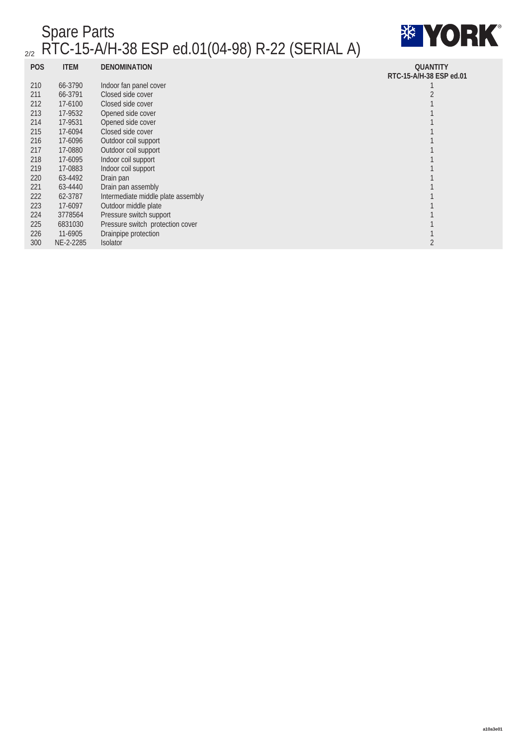# Spare Parts

## RTC-15-A/H-38 ESP ed.01(04-98) R-22 (SERIAL A)

| POS | ITEM | DENOMINATION | QUANTITY RTC-15-A/H-38 ESP ed.01 |
|---|---|---|---|
| 210 | 66-3790 | Indoor fan panel cover | 1 |
| 211 | 66-3791 | Closed side cover | 2 |
| 212 | 17-6100 | Closed side cover | 1 |
| 213 | 17-9532 | Opened side cover | 1 |
| 214 | 17-9531 | Opened side cover | 1 |
| 215 | 17-6094 | Closed side cover | 1 |
| 216 | 17-6096 | Outdoor coil support | 1 |
| 217 | 17-0880 | Outdoor coil support | 1 |
| 218 | 17-6095 | Indoor coil support | 1 |
| 219 | 17-0883 | Indoor coil support | 1 |
| 220 | 63-4492 | Drain pan | 1 |
| 221 | 63-4440 | Drain pan assembly | 1 |
| 222 | 62-3787 | Intermediate middle plate assembly | 1 |
| 223 | 17-6097 | Outdoor middle plate | 1 |
| 224 | 3778564 | Pressure switch support | 1 |
| 225 | 6831030 | Pressure switch protection cover | 1 |
| 226 | 11-6905 | Drainpipe protection | 1 |
| 300 | NE-2-2285 | Isolator | 2 |

a10a3e01